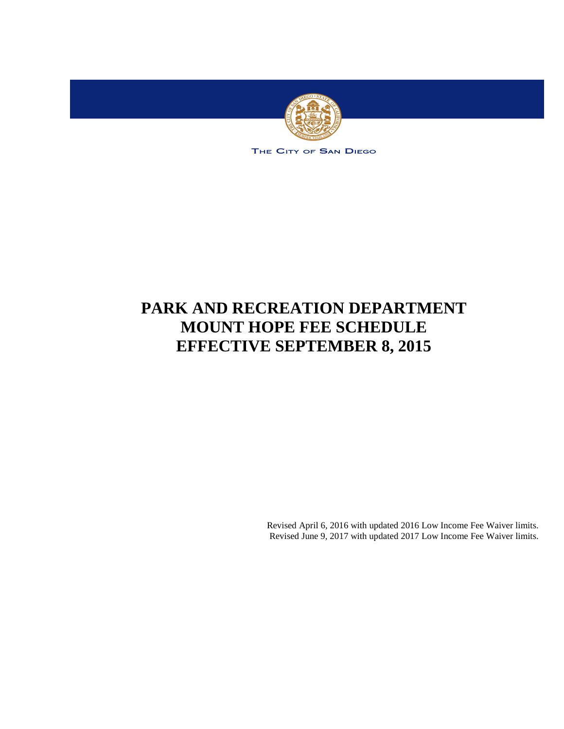THE CITY OF SAN DIEGO

# PARK AND RECREATION DEPARTMENT
# MOUNT HOPE FEE SCHEDULE
# EFFECTIVE SEPTEMBER 8, 2015

Revised April 6, 2016 with updated 2016 Low Income Fee Waiver limits.
Revised June 9, 2017 with updated 2017 Low Income Fee Waiver limits.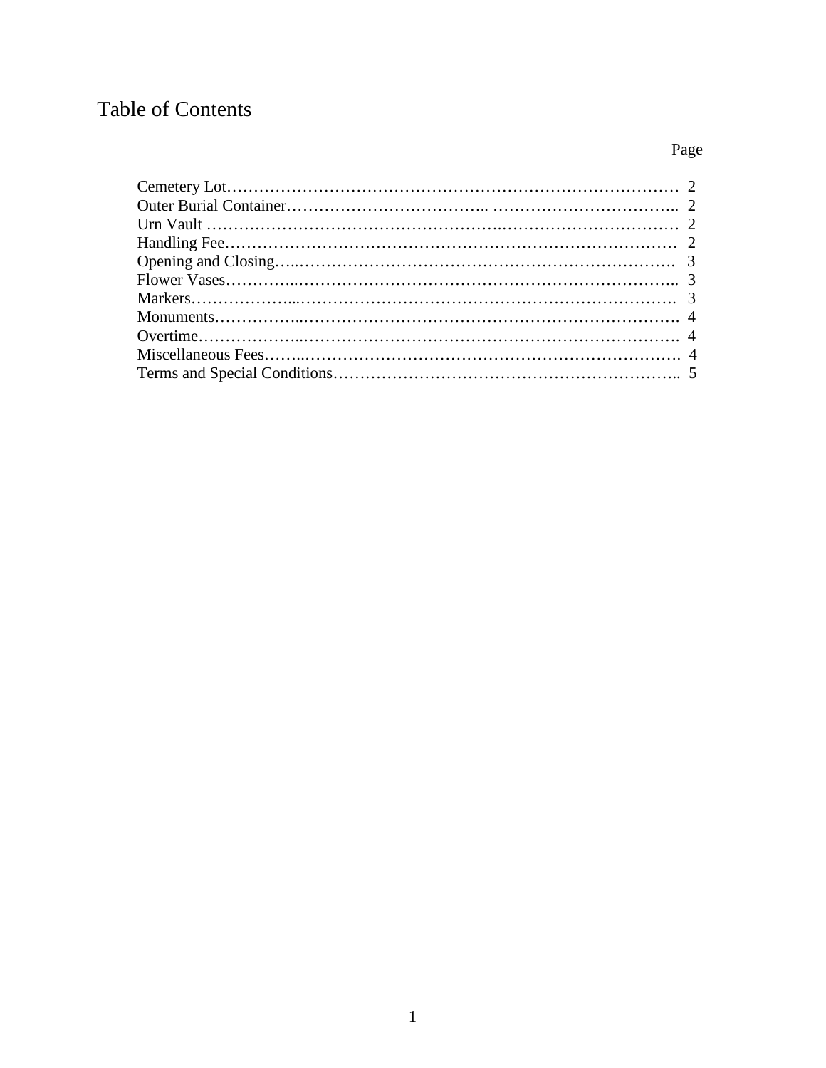# Table of Contents

| | Page |
|---|---|
| Cemetery Lot | 2 |
| Outer Burial Container | 2 |
| Urn Vault | 2 |
| Handling Fee | 2 |
| Opening and Closing | 3 |
| Flower Vases | 3 |
| Markers | 3 |
| Monuments | 4 |
| Overtime | 4 |
| Miscellaneous Fees | 4 |
| Terms and Special Conditions | 5 |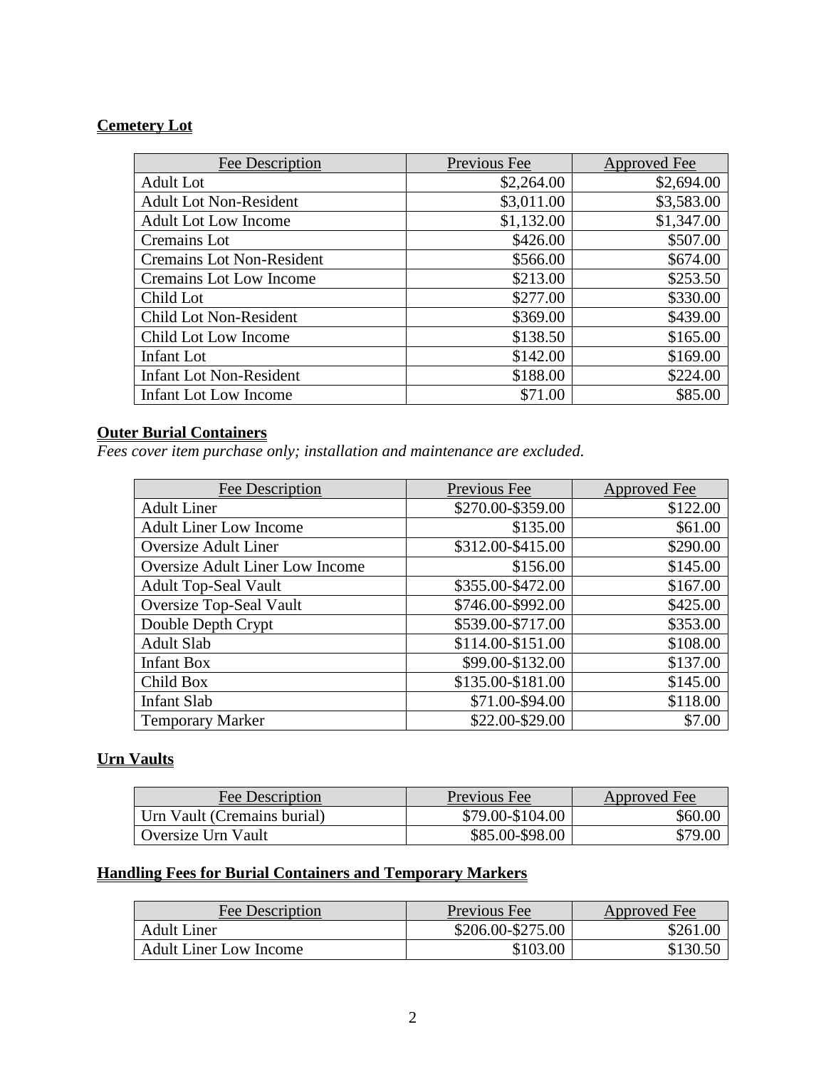**Cemetery Lot**

| Fee Description | Previous Fee | Approved Fee |
| --- | --- | --- |
| Adult Lot | $2,264.00 | $2,694.00 |
| Adult Lot Non-Resident | $3,011.00 | $3,583.00 |
| Adult Lot Low Income | $1,132.00 | $1,347.00 |
| Cremains Lot | $426.00 | $507.00 |
| Cremains Lot Non-Resident | $566.00 | $674.00 |
| Cremains Lot Low Income | $213.00 | $253.50 |
| Child Lot | $277.00 | $330.00 |
| Child Lot Non-Resident | $369.00 | $439.00 |
| Child Lot Low Income | $138.50 | $165.00 |
| Infant Lot | $142.00 | $169.00 |
| Infant Lot Non-Resident | $188.00 | $224.00 |
| Infant Lot Low Income | $71.00 | $85.00 |

**Outer Burial Containers**

*Fees cover item purchase only; installation and maintenance are excluded.*

| Fee Description | Previous Fee | Approved Fee |
| --- | --- | --- |
| Adult Liner | $270.00-$359.00 | $122.00 |
| Adult Liner Low Income | $135.00 | $61.00 |
| Oversize Adult Liner | $312.00-$415.00 | $290.00 |
| Oversize Adult Liner Low Income | $156.00 | $145.00 |
| Adult Top-Seal Vault | $355.00-$472.00 | $167.00 |
| Oversize Top-Seal Vault | $746.00-$992.00 | $425.00 |
| Double Depth Crypt | $539.00-$717.00 | $353.00 |
| Adult Slab | $114.00-$151.00 | $108.00 |
| Infant Box | $99.00-$132.00 | $137.00 |
| Child Box | $135.00-$181.00 | $145.00 |
| Infant Slab | $71.00-$94.00 | $118.00 |
| Temporary Marker | $22.00-$29.00 | $7.00 |

**Urn Vaults**

| Fee Description | Previous Fee | Approved Fee |
| --- | --- | --- |
| Urn Vault (Cremains burial) | $79.00-$104.00 | $60.00 |
| Oversize Urn Vault | $85.00-$98.00 | $79.00 |

**Handling Fees for Burial Containers and Temporary Markers**

| Fee Description | Previous Fee | Approved Fee |
| --- | --- | --- |
| Adult Liner | $206.00-$275.00 | $261.00 |
| Adult Liner Low Income | $103.00 | $130.50 |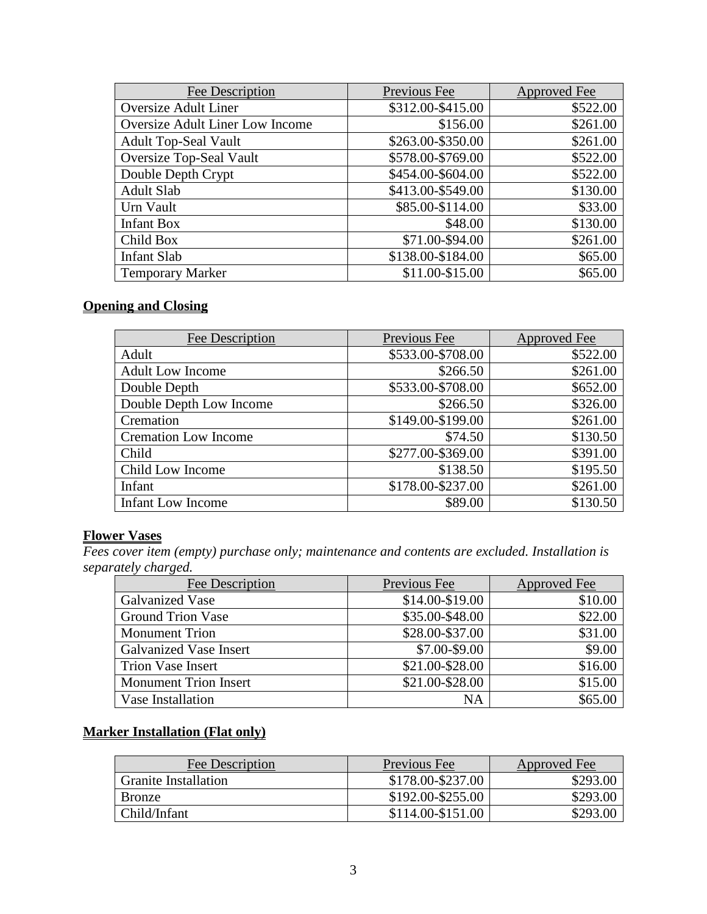| Fee Description | Previous Fee | Approved Fee |
|---|---|---|
| Oversize Adult Liner | $312.00-$415.00 | $522.00 |
| Oversize Adult Liner Low Income | $156.00 | $261.00 |
| Adult Top-Seal Vault | $263.00-$350.00 | $261.00 |
| Oversize Top-Seal Vault | $578.00-$769.00 | $522.00 |
| Double Depth Crypt | $454.00-$604.00 | $522.00 |
| Adult Slab | $413.00-$549.00 | $130.00 |
| Urn Vault | $85.00-$114.00 | $33.00 |
| Infant Box | $48.00 | $130.00 |
| Child Box | $71.00-$94.00 | $261.00 |
| Infant Slab | $138.00-$184.00 | $65.00 |
| Temporary Marker | $11.00-$15.00 | $65.00 |

**Opening and Closing**

| Fee Description | Previous Fee | Approved Fee |
|---|---|---|
| Adult | $533.00-$708.00 | $522.00 |
| Adult Low Income | $266.50 | $261.00 |
| Double Depth | $533.00-$708.00 | $652.00 |
| Double Depth Low Income | $266.50 | $326.00 |
| Cremation | $149.00-$199.00 | $261.00 |
| Cremation Low Income | $74.50 | $130.50 |
| Child | $277.00-$369.00 | $391.00 |
| Child Low Income | $138.50 | $195.50 |
| Infant | $178.00-$237.00 | $261.00 |
| Infant Low Income | $89.00 | $130.50 |

**Flower Vases**

*Fees cover item (empty) purchase only; maintenance and contents are excluded. Installation is separately charged.*

| Fee Description | Previous Fee | Approved Fee |
|---|---|---|
| Galvanized Vase | $14.00-$19.00 | $10.00 |
| Ground Trion Vase | $35.00-$48.00 | $22.00 |
| Monument Trion | $28.00-$37.00 | $31.00 |
| Galvanized Vase Insert | $7.00-$9.00 | $9.00 |
| Trion Vase Insert | $21.00-$28.00 | $16.00 |
| Monument Trion Insert | $21.00-$28.00 | $15.00 |
| Vase Installation | NA | $65.00 |

**Marker Installation (Flat only)**

| Fee Description | Previous Fee | Approved Fee |
|---|---|---|
| Granite Installation | $178.00-$237.00 | $293.00 |
| Bronze | $192.00-$255.00 | $293.00 |
| Child/Infant | $114.00-$151.00 | $293.00 |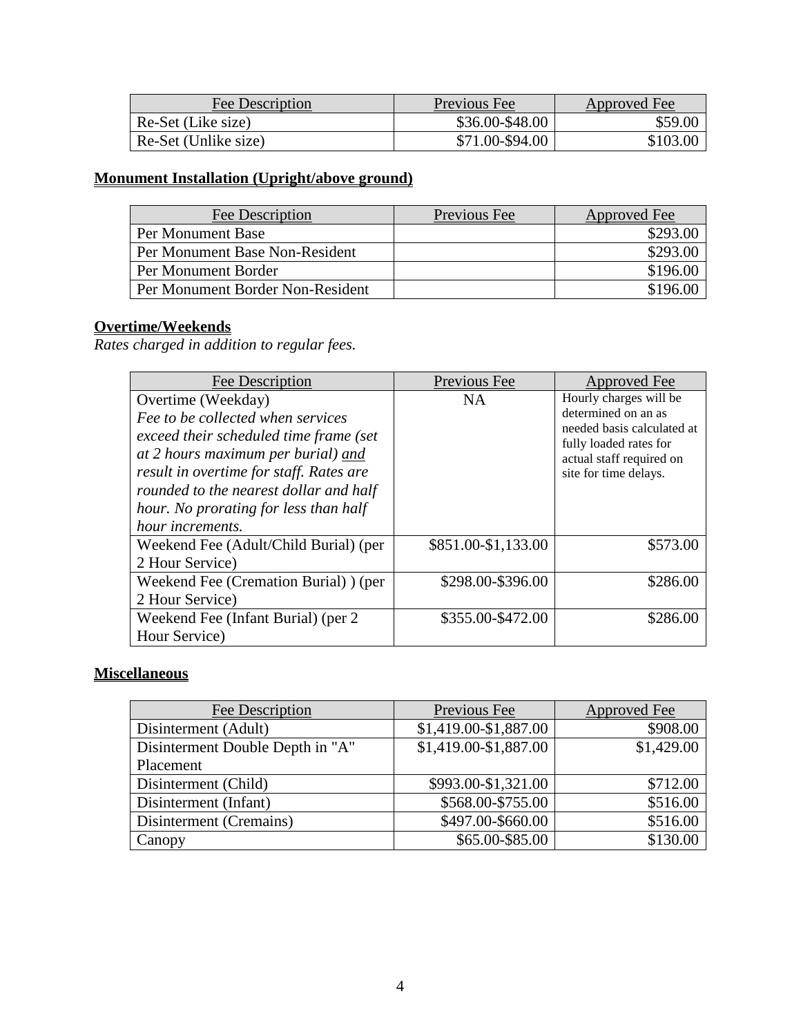| Fee Description | Previous Fee | Approved Fee |
| --- | --- | --- |
| Re-Set (Like size) | $36.00-$48.00 | $59.00 |
| Re-Set (Unlike size) | $71.00-$94.00 | $103.00 |

## **Monument Installation (Upright/above ground)**

| Fee Description | Previous Fee | Approved Fee |
| --- | --- | --- |
| Per Monument Base | | $293.00 |
| Per Monument Base Non-Resident | | $293.00 |
| Per Monument Border | | $196.00 |
| Per Monument Border Non-Resident | | $196.00 |

## **Overtime/Weekends**

*Rates charged in addition to regular fees.*

| Fee Description | Previous Fee | Approved Fee |
| --- | --- | --- |
| Overtime (Weekday) *Fee to be collected when services exceed their scheduled time frame (set at 2 hours maximum per burial) and result in overtime for staff. Rates are rounded to the nearest dollar and half hour. No prorating for less than half hour increments.* | NA | Hourly charges will be determined on an as needed basis calculated at fully loaded rates for actual staff required on site for time delays. |
| Weekend Fee (Adult/Child Burial) (per 2 Hour Service) | $851.00-$1,133.00 | $573.00 |
| Weekend Fee (Cremation Burial) ) (per 2 Hour Service) | $298.00-$396.00 | $286.00 |
| Weekend Fee (Infant Burial) (per 2 Hour Service) | $355.00-$472.00 | $286.00 |

## **Miscellaneous**

| Fee Description | Previous Fee | Approved Fee |
| --- | --- | --- |
| Disinterment (Adult) | $1,419.00-$1,887.00 | $908.00 |
| Disinterment Double Depth in "A" Placement | $1,419.00-$1,887.00 | $1,429.00 |
| Disinterment (Child) | $993.00-$1,321.00 | $712.00 |
| Disinterment (Infant) | $568.00-$755.00 | $516.00 |
| Disinterment (Cremains) | $497.00-$660.00 | $516.00 |
| Canopy | $65.00-$85.00 | $130.00 |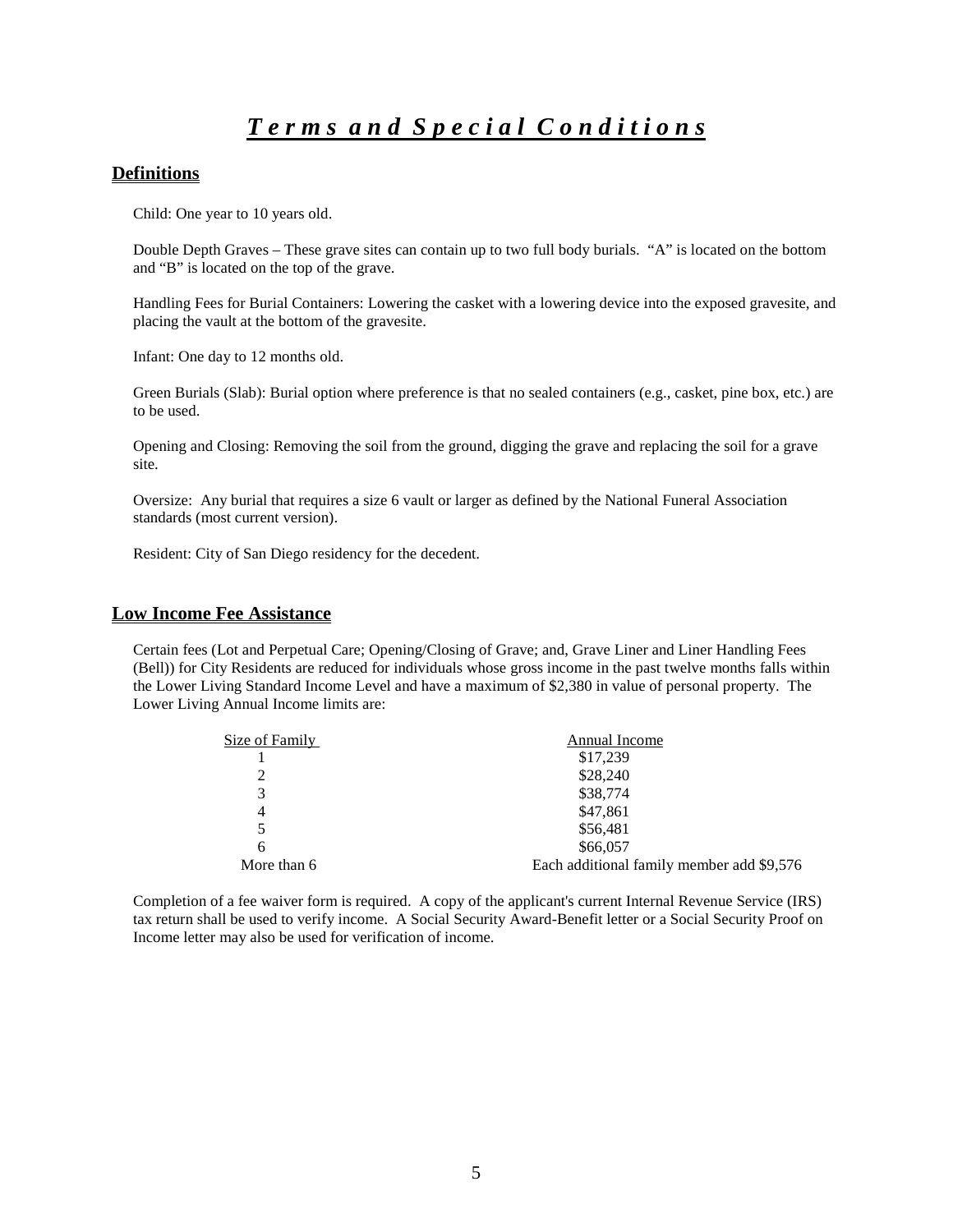# *Terms and Special Conditions*

## Definitions

Child: One year to 10 years old.

Double Depth Graves – These grave sites can contain up to two full body burials. "A" is located on the bottom and "B" is located on the top of the grave.

Handling Fees for Burial Containers: Lowering the casket with a lowering device into the exposed gravesite, and placing the vault at the bottom of the gravesite.

Infant: One day to 12 months old.

Green Burials (Slab): Burial option where preference is that no sealed containers (e.g., casket, pine box, etc.) are to be used.

Opening and Closing: Removing the soil from the ground, digging the grave and replacing the soil for a grave site.

Oversize: Any burial that requires a size 6 vault or larger as defined by the National Funeral Association standards (most current version).

Resident: City of San Diego residency for the decedent.

## Low Income Fee Assistance

Certain fees (Lot and Perpetual Care; Opening/Closing of Grave; and, Grave Liner and Liner Handling Fees (Bell)) for City Residents are reduced for individuals whose gross income in the past twelve months falls within the Lower Living Standard Income Level and have a maximum of $2,380 in value of personal property. The Lower Living Annual Income limits are:

| Size of Family | Annual Income |
|---|---|
| 1 | $17,239 |
| 2 | $28,240 |
| 3 | $38,774 |
| 4 | $47,861 |
| 5 | $56,481 |
| 6 | $66,057 |
| More than 6 | Each additional family member add $9,576 |

Completion of a fee waiver form is required. A copy of the applicant's current Internal Revenue Service (IRS) tax return shall be used to verify income. A Social Security Award-Benefit letter or a Social Security Proof on Income letter may also be used for verification of income.